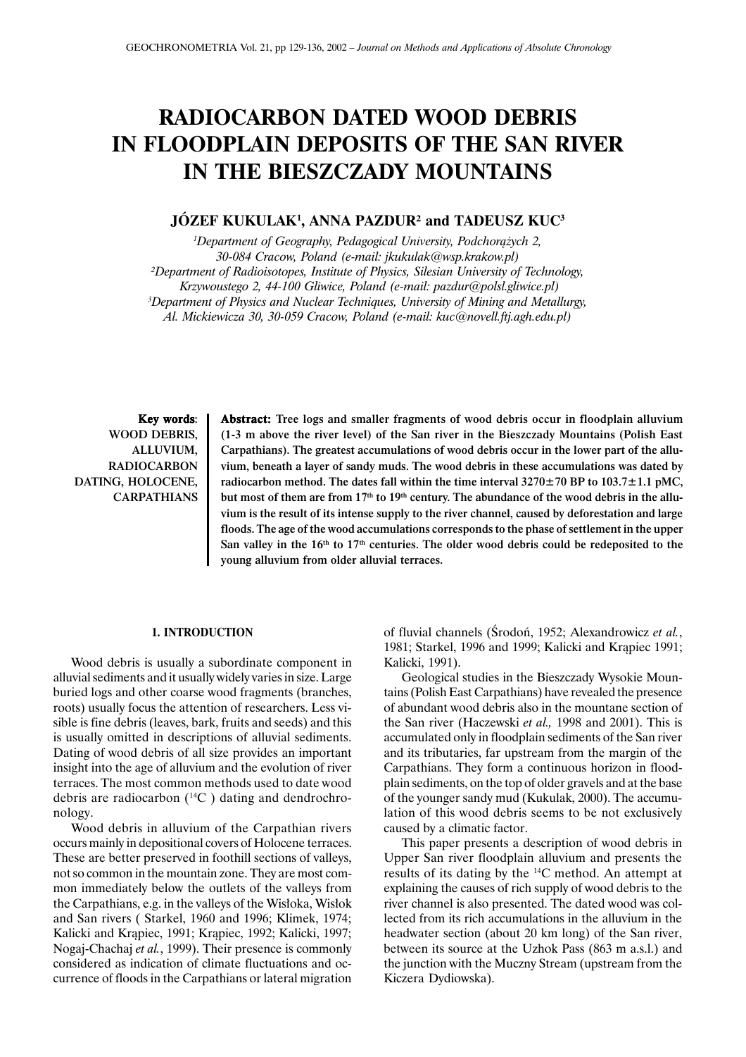# RADIOCARBON DATED WOOD DEBRIS IN FLOODPLAIN DEPOSITS OF THE SAN RIVER IN THE BIESZCZADY MOUNTAINS

**JÓZEF KUKULAK[1], ANNA PAZDUR[2] and TADEUSZ KUC[3]**

[1]*Department of Geography, Pedagogical University, Podchorążych 2, 30-084 Cracow, Poland (e-mail: jkukulak@wsp.krakow.pl)*
[2]*Department of Radioisotopes, Institute of Physics, Silesian University of Technology, Krzywoustego 2, 44-100 Gliwice, Poland (e-mail: pazdur@polsl.gliwice.pl)*
[3]*Department of Physics and Nuclear Techniques, University of Mining and Metallurgy, Al. Mickiewicza 30, 30-059 Cracow, Poland (e-mail: kuc@novell.ftj.agh.edu.pl)*

**Key words**: WOOD DEBRIS, ALLUVIUM, RADIOCARBON DATING, HOLOCENE, CARPATHIANS

**Abstract: Tree logs and smaller fragments of wood debris occur in floodplain alluvium (1-3 m above the river level) of the San river in the Bieszczady Mountains (Polish East Carpathians). The greatest accumulations of wood debris occur in the lower part of the alluvium, beneath a layer of sandy muds. The wood debris in these accumulations was dated by radiocarbon method. The dates fall within the time interval 3270±70 BP to 103.7±1.1 pMC, but most of them are from 17th to 19th century. The abundance of the wood debris in the alluvium is the result of its intense supply to the river channel, caused by deforestation and large floods. The age of the wood accumulations corresponds to the phase of settlement in the upper San valley in the 16th to 17th centuries. The older wood debris could be redeposited to the young alluvium from older alluvial terraces.**

## 1. INTRODUCTION

Wood debris is usually a subordinate component in alluvial sediments and it usually widely varies in size. Large buried logs and other coarse wood fragments (branches, roots) usually focus the attention of researchers. Less visible is fine debris (leaves, bark, fruits and seeds) and this is usually omitted in descriptions of alluvial sediments. Dating of wood debris of all size provides an important insight into the age of alluvium and the evolution of river terraces. The most common methods used to date wood debris are radiocarbon ($^{14}C$ ) dating and dendrochronology.

Wood debris in alluvium of the Carpathian rivers occurs mainly in depositional covers of Holocene terraces. These are better preserved in foothill sections of valleys, not so common in the mountain zone. They are most common immediately below the outlets of the valleys from the Carpathians, e.g. in the valleys of the Wisłoka, Wisłok and San rivers ( Starkel, 1960 and 1996; Klimek, 1974; Kalicki and Krąpiec, 1991; Krąpiec, 1992; Kalicki, 1997; Nogaj-Chachaj *et al.*, 1999). Their presence is commonly considered as indication of climate fluctuations and occurrence of floods in the Carpathians or lateral migration of fluvial channels (Środoń, 1952; Alexandrowicz *et al.*, 1981; Starkel, 1996 and 1999; Kalicki and Krąpiec 1991; Kalicki, 1991).

Geological studies in the Bieszczady Wysokie Mountains (Polish East Carpathians) have revealed the presence of abundant wood debris also in the mountane section of the San river (Haczewski *et al.,* 1998 and 2001). This is accumulated only in floodplain sediments of the San river and its tributaries, far upstream from the margin of the Carpathians. They form a continuous horizon in floodplain sediments, on the top of older gravels and at the base of the younger sandy mud (Kukulak, 2000). The accumulation of this wood debris seems to be not exclusively caused by a climatic factor.

This paper presents a description of wood debris in Upper San river floodplain alluvium and presents the results of its dating by the $^{14}C$ method. An attempt at explaining the causes of rich supply of wood debris to the river channel is also presented. The dated wood was collected from its rich accumulations in the alluvium in the headwater section (about 20 km long) of the San river, between its source at the Uzhok Pass (863 m a.s.l.) and the junction with the Muczny Stream (upstream from the Kiczera Dydiowska).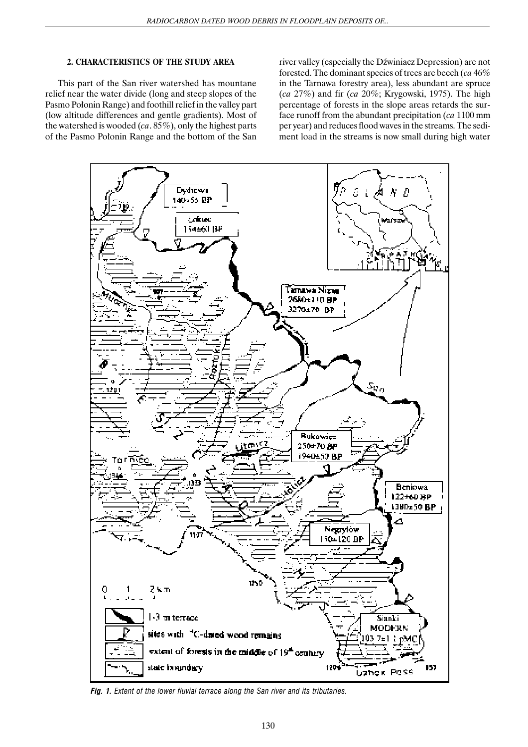## 2. CHARACTERISTICS OF THE STUDY AREA

This part of the San river watershed has mountane relief near the water divide (long and steep slopes of the Pasmo Połonin Range) and foothill relief in the valley part (low altitude differences and gentle gradients). Most of the watershed is wooded (*ca*. 85%), only the highest parts of the Pasmo Połonin Range and the bottom of the San river valley (especially the Dźwiniacz Depression) are not forested. The dominant species of trees are beech (*ca* 46% in the Tarnawa forestry area), less abundant are spruce (*ca* 27%) and fir (*ca* 20%; Krygowski, 1975). The high percentage of forests in the slope areas retards the surface runoff from the abundant precipitation (*ca* 1100 mm per year) and reduces flood waves in the streams. The sediment load in the streams is now small during high water

***Fig. 1.*** *Extent of the lower fluvial terrace along the San river and its tributaries.*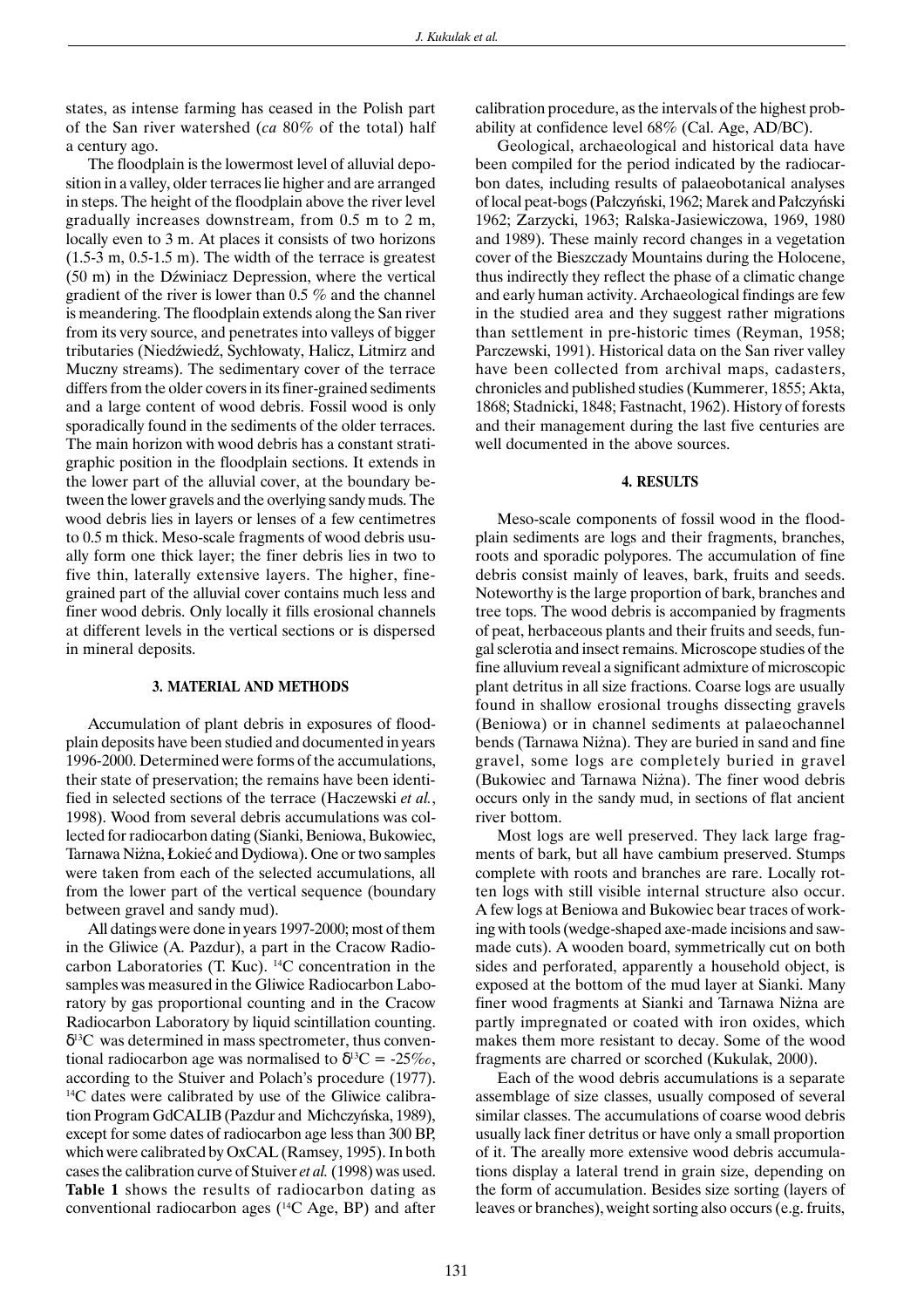states, as intense farming has ceased in the Polish part of the San river watershed (*ca* 80% of the total) half a century ago.

The floodplain is the lowermost level of alluvial deposition in a valley, older terraces lie higher and are arranged in steps. The height of the floodplain above the river level gradually increases downstream, from 0.5 m to 2 m, locally even to 3 m. At places it consists of two horizons (1.5-3 m, 0.5-1.5 m). The width of the terrace is greatest (50 m) in the Dźwiniacz Depression, where the vertical gradient of the river is lower than 0.5 % and the channel is meandering. The floodplain extends along the San river from its very source, and penetrates into valleys of bigger tributaries (Niedźwiedź, Sychłowaty, Halicz, Litmirz and Muczny streams). The sedimentary cover of the terrace differs from the older covers in its finer-grained sediments and a large content of wood debris. Fossil wood is only sporadically found in the sediments of the older terraces. The main horizon with wood debris has a constant stratigraphic position in the floodplain sections. It extends in the lower part of the alluvial cover, at the boundary between the lower gravels and the overlying sandy muds. The wood debris lies in layers or lenses of a few centimetres to 0.5 m thick. Meso-scale fragments of wood debris usually form one thick layer; the finer debris lies in two to five thin, laterally extensive layers. The higher, fine-grained part of the alluvial cover contains much less and finer wood debris. Only locally it fills erosional channels at different levels in the vertical sections or is dispersed in mineral deposits.

## 3. MATERIAL AND METHODS

Accumulation of plant debris in exposures of floodplain deposits have been studied and documented in years 1996-2000. Determined were forms of the accumulations, their state of preservation; the remains have been identified in selected sections of the terrace (Haczewski *et al.*, 1998). Wood from several debris accumulations was collected for radiocarbon dating (Sianki, Beniowa, Bukowiec, Tarnawa Niżna, Łokieć and Dydiowa). One or two samples were taken from each of the selected accumulations, all from the lower part of the vertical sequence (boundary between gravel and sandy mud).

All datings were done in years 1997-2000; most of them in the Gliwice (A. Pazdur), a part in the Cracow Radiocarbon Laboratories (T. Kuc). $^{14}C$ concentration in the samples was measured in the Gliwice Radiocarbon Laboratory by gas proportional counting and in the Cracow Radiocarbon Laboratory by liquid scintillation counting. $\delta^{13}C$ was determined in mass spectrometer, thus conventional radiocarbon age was normalised to $\delta^{13}C$ = -25‰, according to the Stuiver and Polach's procedure (1977). $^{14}C$ dates were calibrated by use of the Gliwice calibration Program GdCALIB (Pazdur and Michczyńska, 1989), except for some dates of radiocarbon age less than 300 BP, which were calibrated by OxCAL (Ramsey, 1995). In both cases the calibration curve of Stuiver *et al.* (1998) was used. **Table 1** shows the results of radiocarbon dating as conventional radiocarbon ages ($^{14}C$ Age, BP) and after calibration procedure, as the intervals of the highest probability at confidence level 68% (Cal. Age, AD/BC).

Geological, archaeological and historical data have been compiled for the period indicated by the radiocarbon dates, including results of palaeobotanical analyses of local peat-bogs (Pałczyński, 1962; Marek and Pałczyński 1962; Zarzycki, 1963; Ralska-Jasiewiczowa, 1969, 1980 and 1989). These mainly record changes in a vegetation cover of the Bieszczady Mountains during the Holocene, thus indirectly they reflect the phase of a climatic change and early human activity. Archaeological findings are few in the studied area and they suggest rather migrations than settlement in pre-historic times (Reyman, 1958; Parczewski, 1991). Historical data on the San river valley have been collected from archival maps, cadasters, chronicles and published studies (Kummerer, 1855; Akta, 1868; Stadnicki, 1848; Fastnacht, 1962). History of forests and their management during the last five centuries are well documented in the above sources.

## 4. RESULTS

Meso-scale components of fossil wood in the floodplain sediments are logs and their fragments, branches, roots and sporadic polypores. The accumulation of fine debris consist mainly of leaves, bark, fruits and seeds. Noteworthy is the large proportion of bark, branches and tree tops. The wood debris is accompanied by fragments of peat, herbaceous plants and their fruits and seeds, fungal sclerotia and insect remains. Microscope studies of the fine alluvium reveal a significant admixture of microscopic plant detritus in all size fractions. Coarse logs are usually found in shallow erosional troughs dissecting gravels (Beniowa) or in channel sediments at palaeochannel bends (Tarnawa Niżna). They are buried in sand and fine gravel, some logs are completely buried in gravel (Bukowiec and Tarnawa Niżna). The finer wood debris occurs only in the sandy mud, in sections of flat ancient river bottom.

Most logs are well preserved. They lack large fragments of bark, but all have cambium preserved. Stumps complete with roots and branches are rare. Locally rotten logs with still visible internal structure also occur. A few logs at Beniowa and Bukowiec bear traces of working with tools (wedge-shaped axe-made incisions and saw-made cuts). A wooden board, symmetrically cut on both sides and perforated, apparently a household object, is exposed at the bottom of the mud layer at Sianki. Many finer wood fragments at Sianki and Tarnawa Niżna are partly impregnated or coated with iron oxides, which makes them more resistant to decay. Some of the wood fragments are charred or scorched (Kukulak, 2000).

Each of the wood debris accumulations is a separate assemblage of size classes, usually composed of several similar classes. The accumulations of coarse wood debris usually lack finer detritus or have only a small proportion of it. The areally more extensive wood debris accumulations display a lateral trend in grain size, depending on the form of accumulation. Besides size sorting (layers of leaves or branches), weight sorting also occurs (e.g. fruits,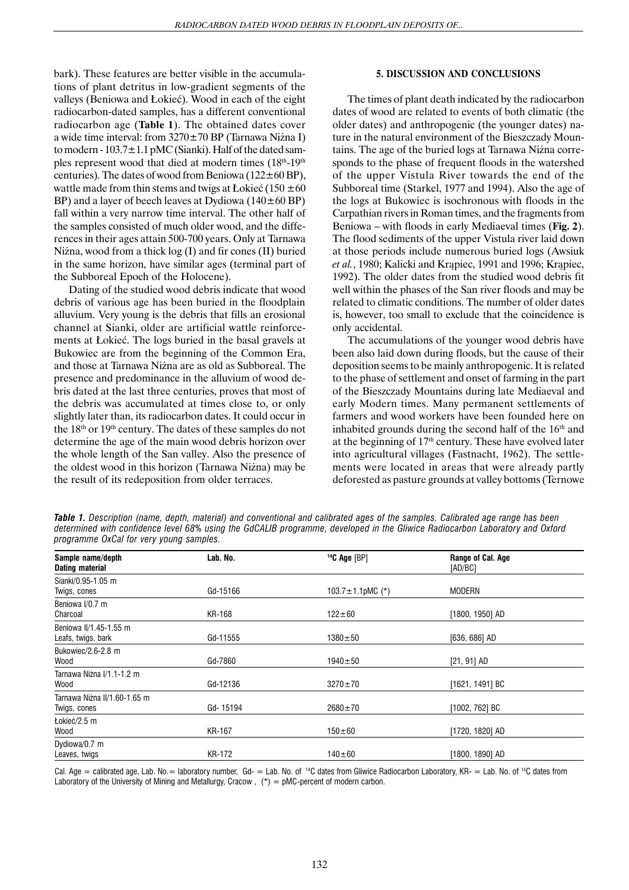bark). These features are better visible in the accumulations of plant detritus in low-gradient segments of the valleys (Beniowa and Łokieć). Wood in each of the eight radiocarbon-dated samples, has a different conventional radiocarbon age (**Table 1**). The obtained dates cover a wide time interval: from 3270±70 BP (Tarnawa Niżna I) to modern - 103.7±1.1 pMC (Sianki). Half of the dated samples represent wood that died at modern times (18th-19th centuries). The dates of wood from Beniowa (122±60 BP), wattle made from thin stems and twigs at Łokieć (150 ±60 BP) and a layer of beech leaves at Dydiowa (140±60 BP) fall within a very narrow time interval. The other half of the samples consisted of much older wood, and the differences in their ages attain 500-700 years. Only at Tarnawa Niżna, wood from a thick log (I) and fir cones (II) buried in the same horizon, have similar ages (terminal part of the Subboreal Epoch of the Holocene).

Dating of the studied wood debris indicate that wood debris of various age has been buried in the floodplain alluvium. Very young is the debris that fills an erosional channel at Sianki, older are artificial wattle reinforcements at Łokieć. The logs buried in the basal gravels at Bukowiec are from the beginning of the Common Era, and those at Tarnawa Niżna are as old as Subboreal. The presence and predominance in the alluvium of wood debris dated at the last three centuries, proves that most of the debris was accumulated at times close to, or only slightly later than, its radiocarbon dates. It could occur in the 18th or 19th century. The dates of these samples do not determine the age of the main wood debris horizon over the whole length of the San valley. Also the presence of the oldest wood in this horizon (Tarnawa Niżna) may be the result of its redeposition from older terraces.

## 5. DISCUSSION AND CONCLUSIONS

The times of plant death indicated by the radiocarbon dates of wood are related to events of both climatic (the older dates) and anthropogenic (the younger dates) nature in the natural environment of the Bieszczady Mountains. The age of the buried logs at Tarnawa Niżna corresponds to the phase of frequent floods in the watershed of the upper Vistula River towards the end of the Subboreal time (Starkel, 1977 and 1994). Also the age of the logs at Bukowiec is isochronous with floods in the Carpathian rivers in Roman times, and the fragments from Beniowa – with floods in early Mediaeval times (**Fig. 2**). The flood sediments of the upper Vistula river laid down at those periods include numerous buried logs (Awsiuk *et al.*, 1980; Kalicki and Krąpiec, 1991 and 1996; Krąpiec, 1992). The older dates from the studied wood debris fit well within the phases of the San river floods and may be related to climatic conditions. The number of older dates is, however, too small to exclude that the coincidence is only accidental.

The accumulations of the younger wood debris have been also laid down during floods, but the cause of their deposition seems to be mainly anthropogenic. It is related to the phase of settlement and onset of farming in the part of the Bieszczady Mountains during late Mediaeval and early Modern times. Many permanent settlements of farmers and wood workers have been founded here on inhabited grounds during the second half of the 16th and at the beginning of 17th century. These have evolved later into agricultural villages (Fastnacht, 1962). The settlements were located in areas that were already partly deforested as pasture grounds at valley bottoms (Ternowe

***Table 1.*** *Description (name, depth, material) and conventional and calibrated ages of the samples. Calibrated age range has been determined with confidence level 68% using the GdCALIB programme, developed in the Gliwice Radiocarbon Laboratory and Oxford programme OxCal for very young samples.*

| Sample name/depth<br>Dating material | Lab. No. | $^{14}$C Age [BP] | Range of Cal. Age [AD/BC] |
|---|---|---|---|
| Sianki/0.95-1.05 m<br>Twigs, cones | Gd-15166 | 103.7±1.1pMC (*) | MODERN |
| Beniowa I/0.7 m<br>Charcoal | KR-168 | 122±60 | [1800, 1950] AD |
| Beniowa II/1.45-1.55 m<br>Leafs, twigs, bark | Gd-11555 | 1380±50 | [636, 686] AD |
| Bukowiec/2.6-2.8 m<br>Wood | Gd-7860 | 1940±50 | [21, 91] AD |
| Tarnawa Niżna I/1.1-1.2 m<br>Wood | Gd-12136 | 3270±70 | [1621, 1491] BC |
| Tarnawa Niżna II/1.60-1.65 m<br>Twigs, cones | Gd- 15194 | 2680±70 | [1002, 762] BC |
| Łokieć/2.5 m<br>Wood | KR-167 | 150±60 | [1720, 1820] AD |
| Dydiowa/0.7 m<br>Leaves, twigs | KR-172 | 140±60 | [1800, 1890] AD |

Cal. Age = calibrated age, Lab. No.= laboratory number, Gd- = Lab. No. of $^{14}$C dates from Gliwice Radiocarbon Laboratory, KR- = Lab. No. of $^{14}$C dates from Laboratory of the University of Mining and Metallurgy, Cracow , (*) = pMC-percent of modern carbon.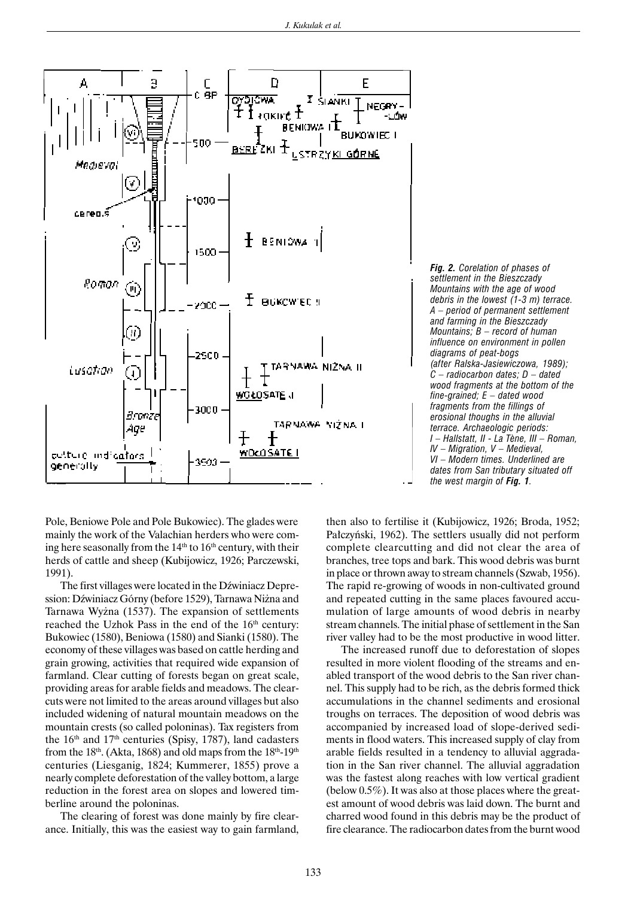*Fig. 2. Corelation of phases of settlement in the Bieszczady Mountains with the age of wood debris in the lowest (1-3 m) terrace. A – period of permanent settlement and farming in the Bieszczady Mountains; B – record of human influence on environment in pollen diagrams of peat-bogs (after Ralska-Jasiewiczowa, 1989); C – radiocarbon dates; D – dated wood fragments at the bottom of the fine-grained; E – dated wood fragments from the fillings of erosional thoughs in the alluvial terrace. Archaeologic periods: I – Hallstatt, II - La Tène, III – Roman, IV – Migration, V – Medieval, VI – Modern times. Underlined are dates from San tributary situated off the west margin of* ***Fig. 1****.*

Pole, Beniowe Pole and Pole Bukowiec). The glades were mainly the work of the Valachian herders who were coming here seasonally from the 14th to 16th century, with their herds of cattle and sheep (Kubijowicz, 1926; Parczewski, 1991).

The first villages were located in the Dźwiniacz Depression: Dźwiniacz Górny (before 1529), Tarnawa Niżna and Tarnawa Wyżna (1537). The expansion of settlements reached the Uzhok Pass in the end of the 16th century: Bukowiec (1580), Beniowa (1580) and Sianki (1580). The economy of these villages was based on cattle herding and grain growing, activities that required wide expansion of farmland. Clear cutting of forests began on great scale, providing areas for arable fields and meadows. The clearcuts were not limited to the areas around villages but also included widening of natural mountain meadows on the mountain crests (so called poloninas). Tax registers from the 16th and 17th centuries (Spisy, 1787), land cadasters from the 18th. (Akta, 1868) and old maps from the 18th-19th centuries (Liesganig, 1824; Kummerer, 1855) prove a nearly complete deforestation of the valley bottom, a large reduction in the forest area on slopes and lowered timberline around the poloninas.

The clearing of forest was done mainly by fire clearance. Initially, this was the easiest way to gain farmland, then also to fertilise it (Kubijowicz, 1926; Broda, 1952; Pałczyński, 1962). The settlers usually did not perform complete clearcutting and did not clear the area of branches, tree tops and bark. This wood debris was burnt in place or thrown away to stream channels (Szwab, 1956). The rapid re-growing of woods in non-cultivated ground and repeated cutting in the same places favoured accumulation of large amounts of wood debris in nearby stream channels. The initial phase of settlement in the San river valley had to be the most productive in wood litter.

The increased runoff due to deforestation of slopes resulted in more violent flooding of the streams and enabled transport of the wood debris to the San river channel. This supply had to be rich, as the debris formed thick accumulations in the channel sediments and erosional troughs on terraces. The deposition of wood debris was accompanied by increased load of slope-derived sediments in flood waters. This increased supply of clay from arable fields resulted in a tendency to alluvial aggradation in the San river channel. The alluvial aggradation was the fastest along reaches with low vertical gradient (below 0.5%). It was also at those places where the greatest amount of wood debris was laid down. The burnt and charred wood found in this debris may be the product of fire clearance. The radiocarbon dates from the burnt wood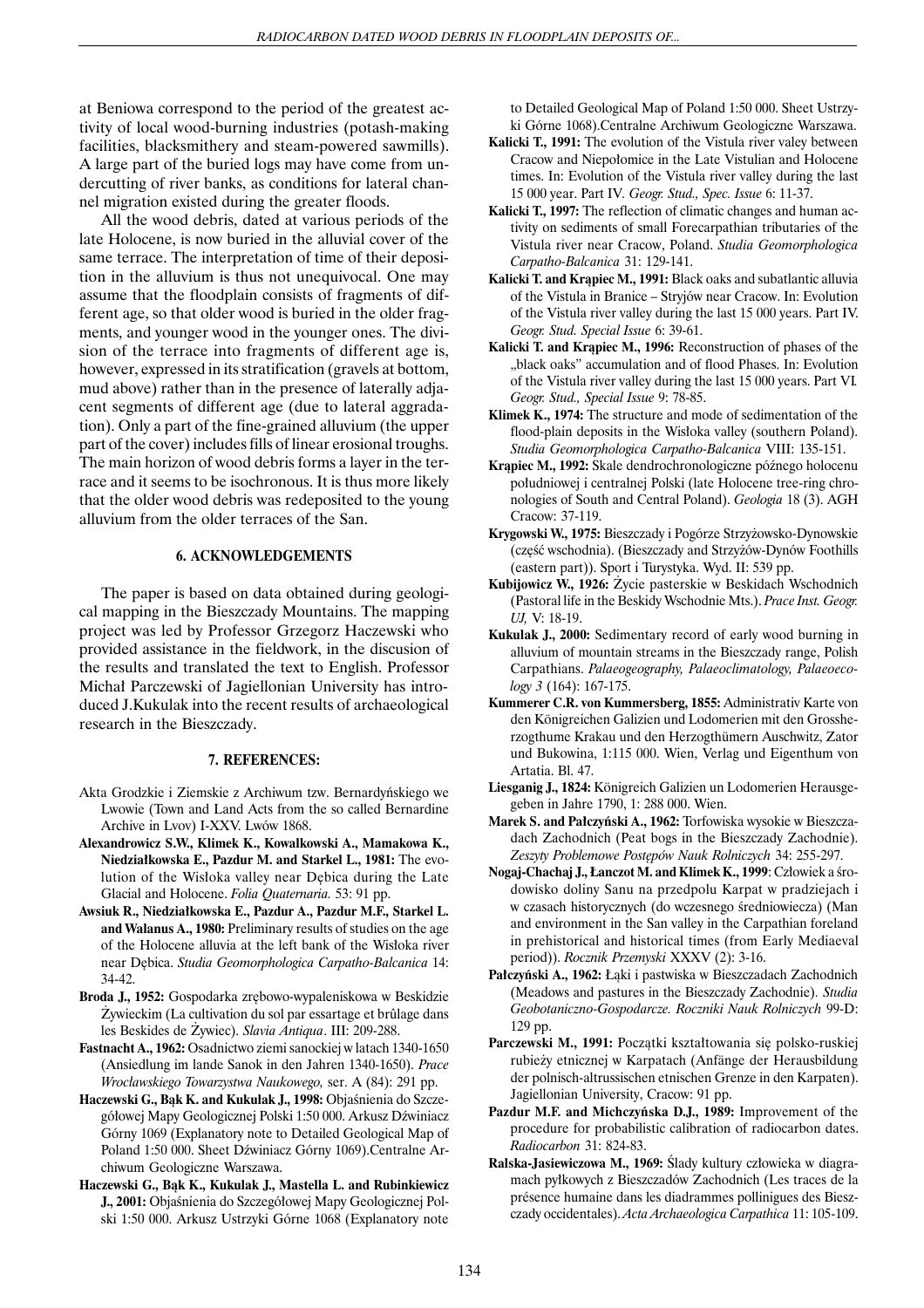at Beniowa correspond to the period of the greatest activity of local wood-burning industries (potash-making facilities, blacksmithery and steam-powered sawmills). A large part of the buried logs may have come from undercutting of river banks, as conditions for lateral channel migration existed during the greater floods.

All the wood debris, dated at various periods of the late Holocene, is now buried in the alluvial cover of the same terrace. The interpretation of time of their deposition in the alluvium is thus not unequivocal. One may assume that the floodplain consists of fragments of different age, so that older wood is buried in the older fragments, and younger wood in the younger ones. The division of the terrace into fragments of different age is, however, expressed in its stratification (gravels at bottom, mud above) rather than in the presence of laterally adjacent segments of different age (due to lateral aggradation). Only a part of the fine-grained alluvium (the upper part of the cover) includes fills of linear erosional troughs. The main horizon of wood debris forms a layer in the terrace and it seems to be isochronous. It is thus more likely that the older wood debris was redeposited to the young alluvium from the older terraces of the San.

## 6. ACKNOWLEDGEMENTS

The paper is based on data obtained during geological mapping in the Bieszczady Mountains. The mapping project was led by Professor Grzegorz Haczewski who provided assistance in the fieldwork, in the discusion of the results and translated the text to English. Professor Michał Parczewski of Jagiellonian University has introduced J.Kukulak into the recent results of archaeological research in the Bieszczady.

## 7. REFERENCES:

Akta Grodzkie i Ziemskie z Archiwum tzw. Bernardyńskiego we Lwowie (Town and Land Acts from the so called Bernardine Archive in Lvov) I-XXV. Lwów 1868.

**Alexandrowicz S.W., Klimek K., Kowalkowski A., Mamakowa K., Niedziałkowska E., Pazdur M. and Starkel L., 1981:** The evolution of the Wisłoka valley near Dębica during the Late Glacial and Holocene. *Folia Quaternaria.* 53: 91 pp.

**Awsiuk R., Niedziałkowska E., Pazdur A., Pazdur M.F., Starkel L. and Walanus A., 1980:** Preliminary results of studies on the age of the Holocene alluvia at the left bank of the Wisłoka river near Dębica. *Studia Geomorphologica Carpatho-Balcanica* 14: 34-42.

**Broda J., 1952:** Gospodarka zrębowo-wypaleniskowa w Beskidzie Żywieckim (La cultivation du sol par essartage et brûlage dans les Beskides de Żywiec). *Slavia Antiqua*. III: 209-288.

**Fastnacht A., 1962:** Osadnictwo ziemi sanockiej w latach 1340-1650 (Ansiedlung im lande Sanok in den Jahren 1340-1650). *Prace Wrocławskiego Towarzystwa Naukowego,* ser. A (84): 291 pp.

**Haczewski G., Bąk K. and Kukulak J., 1998:** Objaśnienia do Szczegółowej Mapy Geologicznej Polski 1:50 000. Arkusz Dźwiniacz Górny 1069 (Explanatory note to Detailed Geological Map of Poland 1:50 000. Sheet Dźwiniacz Górny 1069).Centralne Archiwum Geologiczne Warszawa.

**Haczewski G., Bąk K., Kukulak J., Mastella L. and Rubinkiewicz J., 2001:** Objaśnienia do Szczegółowej Mapy Geologicznej Polski 1:50 000. Arkusz Ustrzyki Górne 1068 (Explanatory note to Detailed Geological Map of Poland 1:50 000. Sheet Ustrzyki Górne 1068).Centralne Archiwum Geologiczne Warszawa.

**Kalicki T., 1991:** The evolution of the Vistula river valey between Cracow and Niepołomice in the Late Vistulian and Holocene times. In: Evolution of the Vistula river valley during the last 15 000 year. Part IV. *Geogr. Stud., Spec. Issue* 6: 11-37.

**Kalicki T., 1997:** The reflection of climatic changes and human activity on sediments of small Forecarpathian tributaries of the Vistula river near Cracow, Poland. *Studia Geomorphologica Carpatho-Balcanica* 31: 129-141.

**Kalicki T. and Krąpiec M., 1991:** Black oaks and subatlantic alluvia of the Vistula in Branice – Stryjów near Cracow. In: Evolution of the Vistula river valley during the last 15 000 years. Part IV. *Geogr. Stud. Special Issue* 6: 39-61.

**Kalicki T. and Krąpiec M., 1996:** Reconstruction of phases of the „black oaks" accumulation and of flood Phases. In: Evolution of the Vistula river valley during the last 15 000 years. Part VI. *Geogr. Stud., Special Issue* 9: 78-85.

**Klimek K., 1974:** The structure and mode of sedimentation of the flood-plain deposits in the Wisłoka valley (southern Poland). *Studia Geomorphologica Carpatho-Balcanica* VIII: 135-151.

**Krąpiec M., 1992:** Skale dendrochronologiczne późnego holocenu południowej i centralnej Polski (late Holocene tree-ring chronologies of South and Central Poland). *Geologia* 18 (3). AGH Cracow: 37-119.

**Krygowski W., 1975:** Bieszczady i Pogórze Strzyżowsko-Dynowskie (część wschodnia). (Bieszczady and Strzyżów-Dynów Foothills (eastern part)). Sport i Turystyka. Wyd. II: 539 pp.

**Kubijowicz W., 1926:** Życie pasterskie w Beskidach Wschodnich (Pastoral life in the Beskidy Wschodnie Mts.). *Prace Inst. Geogr. UJ,* V: 18-19.

**Kukulak J., 2000:** Sedimentary record of early wood burning in alluvium of mountain streams in the Bieszczady range, Polish Carpathians. *Palaeogeography, Palaeoclimatology, Palaeoecology 3* (164): 167-175.

**Kummerer C.R. von Kummersberg, 1855:** Administrativ Karte von den Königreichen Galizien und Lodomerien mit den Grossherzogthume Krakau und den Herzogthümern Auschwitz, Zator und Bukowina, 1:115 000. Wien, Verlag und Eigenthum von Artatia. Bl. 47.

**Liesganig J., 1824:** Königreich Galizien un Lodomerien Herausgegeben in Jahre 1790, 1: 288 000. Wien.

**Marek S. and Pałczyński A., 1962:** Torfowiska wysokie w Bieszczadach Zachodnich (Peat bogs in the Bieszczady Zachodnie). *Zeszyty Problemowe Postępów Nauk Rolniczych* 34: 255-297.

**Nogaj-Chachaj J., Łanczot M. and Klimek K., 1999**: Człowiek a środowisko doliny Sanu na przedpolu Karpat w pradziejach i w czasach historycznych (do wczesnego średniowiecza) (Man and environment in the San valley in the Carpathian foreland in prehistorical and historical times (from Early Mediaeval period)). *Rocznik Przemyski* XXXV (2): 3-16.

**Pałczyński A., 1962:** Łąki i pastwiska w Bieszczadach Zachodnich (Meadows and pastures in the Bieszczady Zachodnie). *Studia Geobotaniczno-Gospodarcze. Roczniki Nauk Rolniczych* 99-D: 129 pp.

**Parczewski M., 1991:** Początki kształtowania się polsko-ruskiej rubieży etnicznej w Karpatach (Anfänge der Herausbildung der polnisch-altrussischen etnischen Grenze in den Karpaten). Jagiellonian University, Cracow: 91 pp.

**Pazdur M.F. and Michczyńska D.J., 1989:** Improvement of the procedure for probabilistic calibration of radiocarbon dates. *Radiocarbon* 31: 824-83.

**Ralska-Jasiewiczowa M., 1969:** Ślady kultury człowieka w diagramach pyłkowych z Bieszczadów Zachodnich (Les traces de la présence humaine dans les diadrammes pollinigues des Bieszczady occidentales). *Acta Archaeologica Carpathica* 11: 105-109.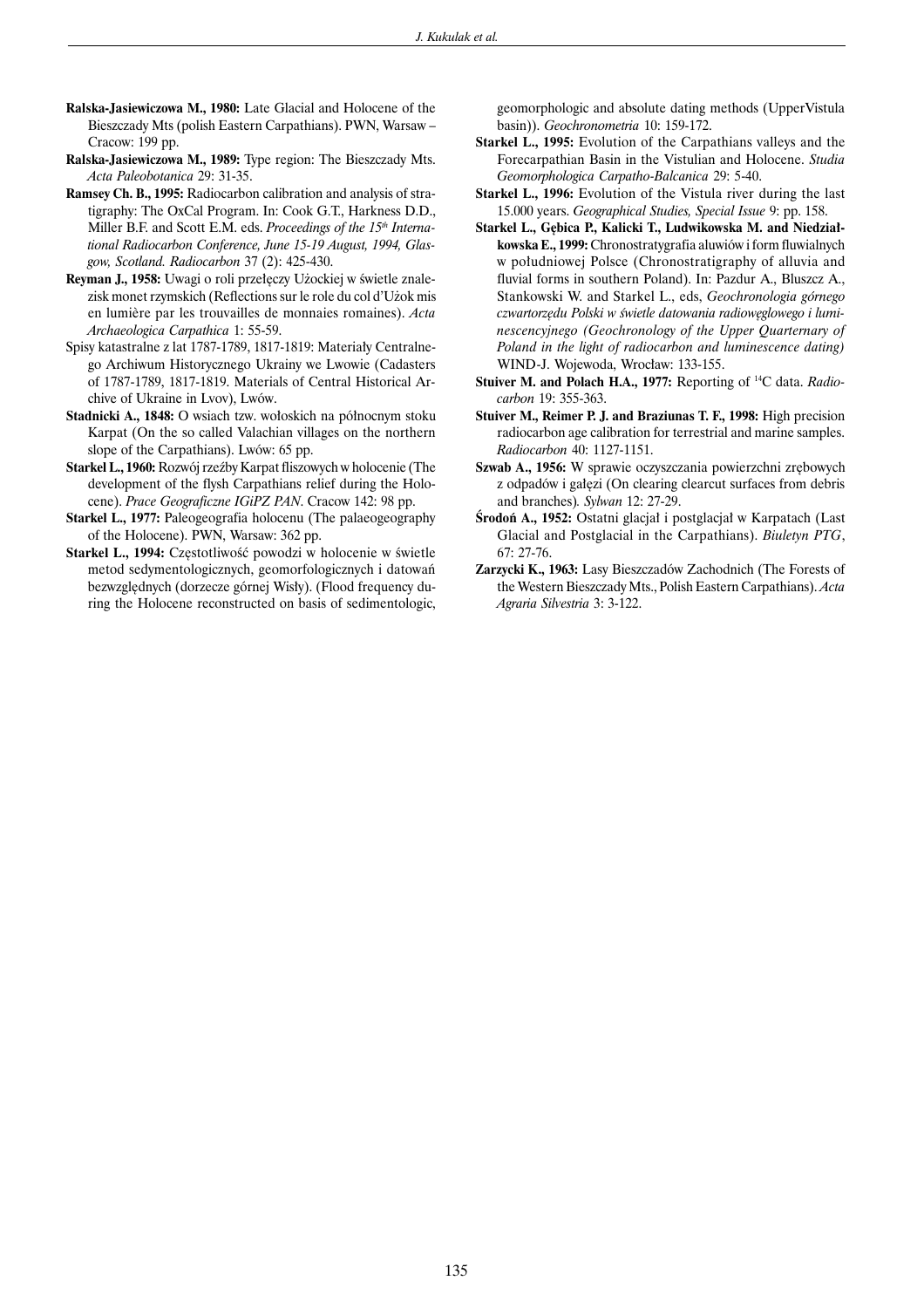**Ralska-Jasiewiczowa M., 1980:** Late Glacial and Holocene of the Bieszczady Mts (polish Eastern Carpathians). PWN, Warsaw – Cracow: 199 pp.

**Ralska-Jasiewiczowa M., 1989:** Type region: The Bieszczady Mts. *Acta Paleobotanica* 29: 31-35.

**Ramsey Ch. B., 1995:** Radiocarbon calibration and analysis of stratigraphy: The OxCal Program. In: Cook G.T., Harkness D.D., Miller B.F. and Scott E.M. eds. *Proceedings of the 15th International Radiocarbon Conference, June 15-19 August, 1994, Glasgow, Scotland. Radiocarbon* 37 (2): 425-430.

**Reyman J., 1958:** Uwagi o roli przełęczy Użockiej w świetle znalezisk monet rzymskich (Reflections sur le role du col d'Użok mis en lumière par les trouvailles de monnaies romaines). *Acta Archaeologica Carpathica* 1: 55-59.

Spisy katastralne z lat 1787-1789, 1817-1819: Materiały Centralnego Archiwum Historycznego Ukrainy we Lwowie (Cadasters of 1787-1789, 1817-1819. Materials of Central Historical Archive of Ukraine in Lvov), Lwów.

**Stadnicki A., 1848:** O wsiach tzw. wołoskich na północnym stoku Karpat (On the so called Valachian villages on the northern slope of the Carpathians). Lwów: 65 pp.

**Starkel L., 1960:** Rozwój rzeźby Karpat fliszowych w holocenie (The development of the flysh Carpathians relief during the Holocene). *Prace Geograficzne IGiPZ PAN*. Cracow 142: 98 pp.

**Starkel L., 1977:** Paleogeografia holocenu (The palaeogeography of the Holocene). PWN, Warsaw: 362 pp.

**Starkel L., 1994:** Częstotliwość powodzi w holocenie w świetle metod sedymentologicznych, geomorfologicznych i datowań bezwzględnych (dorzecze górnej Wisły). (Flood frequency during the Holocene reconstructed on basis of sedimentologic, geomorphologic and absolute dating methods (UpperVistula basin)). *Geochronometria* 10: 159-172.

**Starkel L., 1995:** Evolution of the Carpathians valleys and the Forecarpathian Basin in the Vistulian and Holocene. *Studia Geomorphologica Carpatho-Balcanica* 29: 5-40.

**Starkel L., 1996:** Evolution of the Vistula river during the last 15.000 years. *Geographical Studies, Special Issue* 9: pp. 158.

**Starkel L., Gębica P., Kalicki T., Ludwikowska M. and Niedziałkowska E., 1999:** Chronostratygrafia aluwiów i form fluwialnych w południowej Polsce (Chronostratigraphy of alluvia and fluvial forms in southern Poland). In: Pazdur A., Bluszcz A., Stankowski W. and Starkel L., eds, *Geochronologia górnego czwartorzędu Polski w świetle datowania radiowęglowego i luminescencyjnego (Geochronology of the Upper Quarternary of Poland in the light of radiocarbon and luminescence dating)* WIND-J. Wojewoda, Wrocław: 133-155.

**Stuiver M. and Polach H.A., 1977:** Reporting of $^{14}C$ data. *Radiocarbon* 19: 355-363.

**Stuiver M., Reimer P. J. and Braziunas T. F., 1998:** High precision radiocarbon age calibration for terrestrial and marine samples. *Radiocarbon* 40: 1127-1151.

**Szwab A., 1956:** W sprawie oczyszczania powierzchni zrębowych z odpadów i gałęzi (On clearing clearcut surfaces from debris and branches)*. Sylwan* 12: 27-29.

**Środoń A., 1952:** Ostatni glacjał i postglacjał w Karpatach (Last Glacial and Postglacial in the Carpathians). *Biuletyn PTG*, 67: 27-76.

**Zarzycki K., 1963:** Lasy Bieszczadów Zachodnich (The Forests of the Western Bieszczady Mts., Polish Eastern Carpathians). *Acta Agraria Silvestria* 3: 3-122.